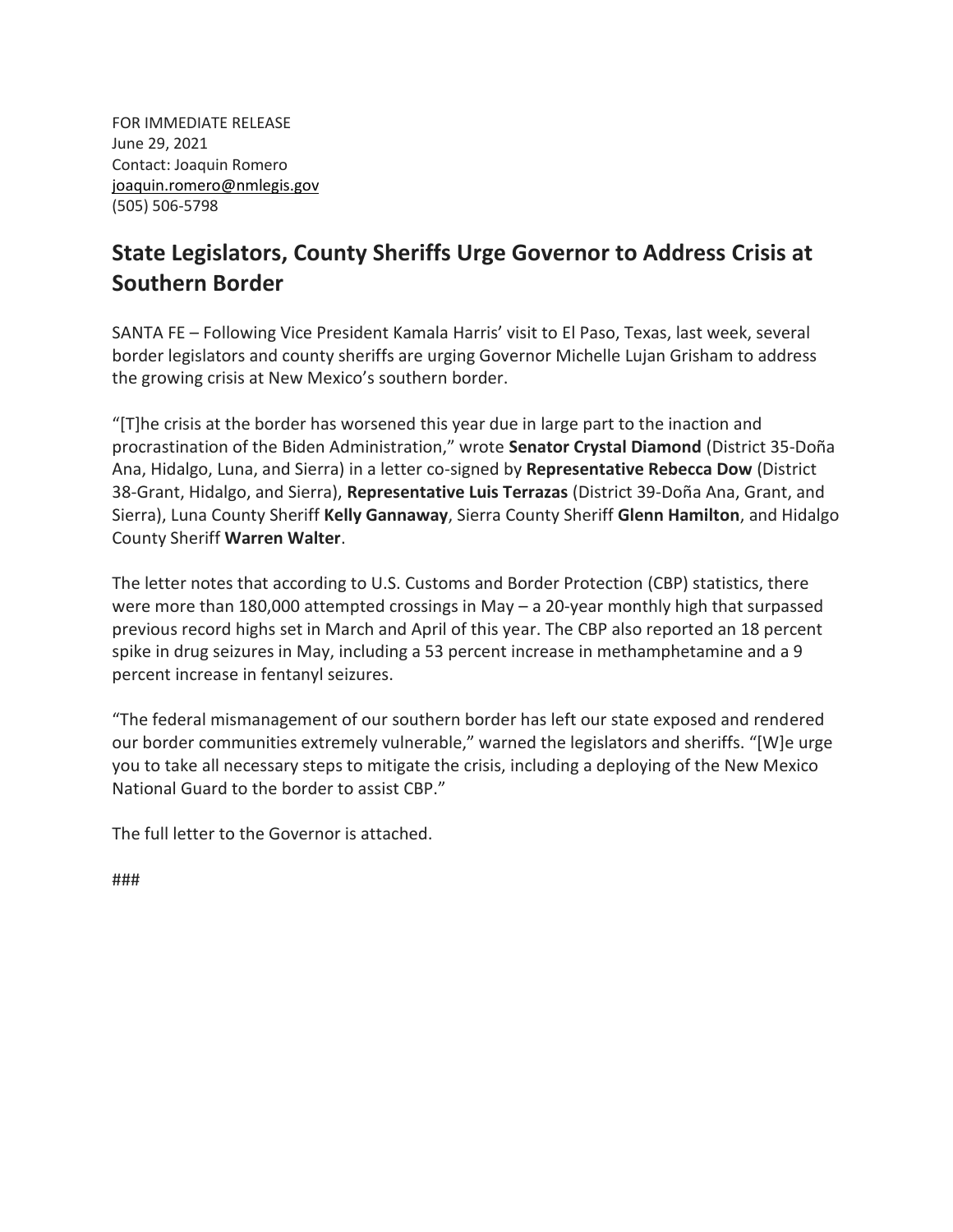FOR IMMEDIATE RELEASE
June 29, 2021
Contact: Joaquin Romero
joaquin.romero@nmlegis.gov
(505) 506-5798

## State Legislators, County Sheriffs Urge Governor to Address Crisis at Southern Border

SANTA FE – Following Vice President Kamala Harris' visit to El Paso, Texas, last week, several border legislators and county sheriffs are urging Governor Michelle Lujan Grisham to address the growing crisis at New Mexico's southern border.

"[T]he crisis at the border has worsened this year due in large part to the inaction and procrastination of the Biden Administration," wrote **Senator Crystal Diamond** (District 35-Doña Ana, Hidalgo, Luna, and Sierra) in a letter co-signed by **Representative Rebecca Dow** (District 38-Grant, Hidalgo, and Sierra), **Representative Luis Terrazas** (District 39-Doña Ana, Grant, and Sierra), Luna County Sheriff **Kelly Gannaway**, Sierra County Sheriff **Glenn Hamilton**, and Hidalgo County Sheriff **Warren Walter**.

The letter notes that according to U.S. Customs and Border Protection (CBP) statistics, there were more than 180,000 attempted crossings in May – a 20-year monthly high that surpassed previous record highs set in March and April of this year. The CBP also reported an 18 percent spike in drug seizures in May, including a 53 percent increase in methamphetamine and a 9 percent increase in fentanyl seizures.

"The federal mismanagement of our southern border has left our state exposed and rendered our border communities extremely vulnerable," warned the legislators and sheriffs. "[W]e urge you to take all necessary steps to mitigate the crisis, including a deploying of the New Mexico National Guard to the border to assist CBP."

The full letter to the Governor is attached.

###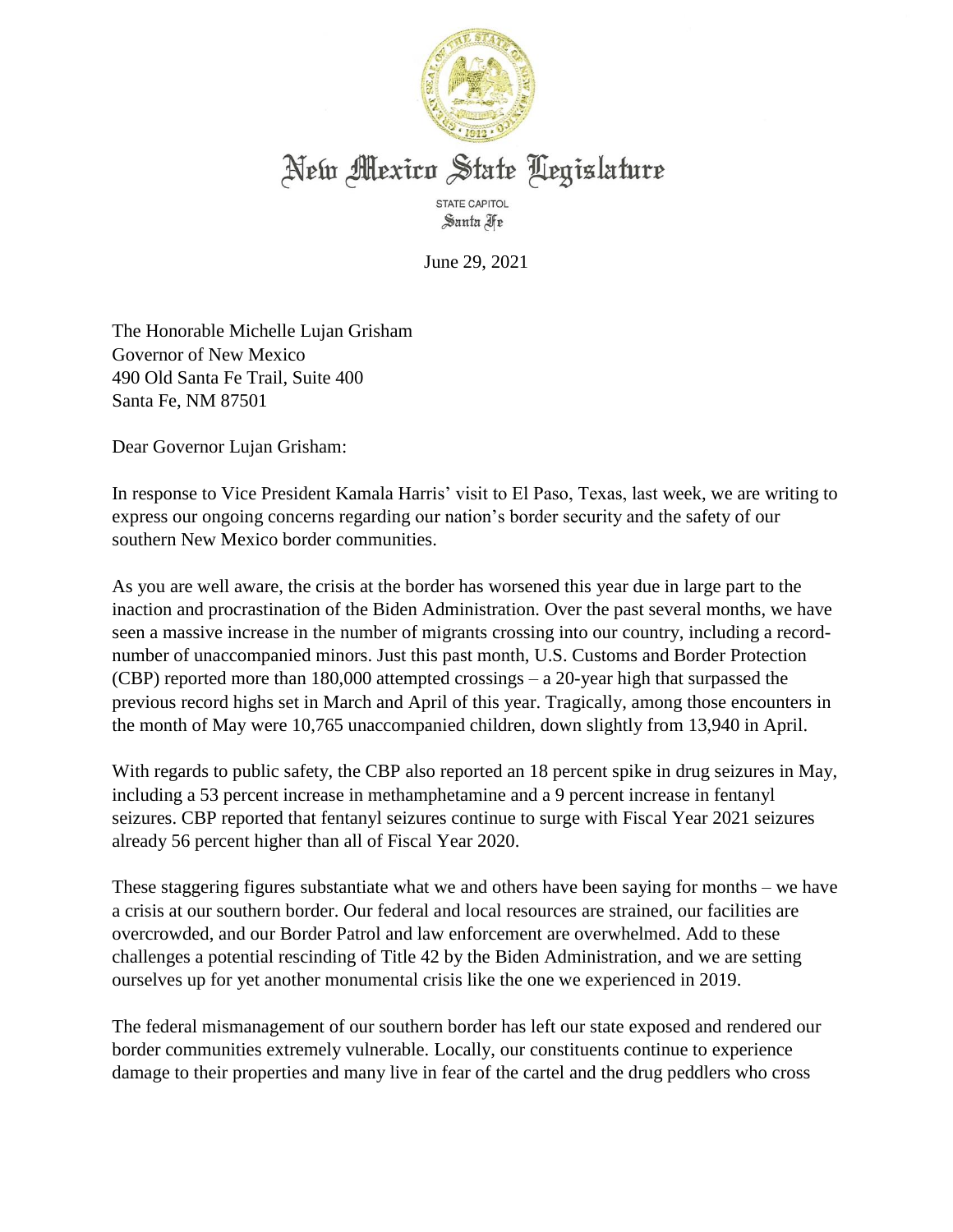# New Mexico State Legislature

STATE CAPITOL
Santa Fe

June 29, 2021

The Honorable Michelle Lujan Grisham
Governor of New Mexico
490 Old Santa Fe Trail, Suite 400
Santa Fe, NM 87501

Dear Governor Lujan Grisham:

In response to Vice President Kamala Harris' visit to El Paso, Texas, last week, we are writing to express our ongoing concerns regarding our nation's border security and the safety of our southern New Mexico border communities.

As you are well aware, the crisis at the border has worsened this year due in large part to the inaction and procrastination of the Biden Administration. Over the past several months, we have seen a massive increase in the number of migrants crossing into our country, including a record-number of unaccompanied minors. Just this past month, U.S. Customs and Border Protection (CBP) reported more than 180,000 attempted crossings – a 20-year high that surpassed the previous record highs set in March and April of this year. Tragically, among those encounters in the month of May were 10,765 unaccompanied children, down slightly from 13,940 in April.

With regards to public safety, the CBP also reported an 18 percent spike in drug seizures in May, including a 53 percent increase in methamphetamine and a 9 percent increase in fentanyl seizures. CBP reported that fentanyl seizures continue to surge with Fiscal Year 2021 seizures already 56 percent higher than all of Fiscal Year 2020.

These staggering figures substantiate what we and others have been saying for months – we have a crisis at our southern border. Our federal and local resources are strained, our facilities are overcrowded, and our Border Patrol and law enforcement are overwhelmed. Add to these challenges a potential rescinding of Title 42 by the Biden Administration, and we are setting ourselves up for yet another monumental crisis like the one we experienced in 2019.

The federal mismanagement of our southern border has left our state exposed and rendered our border communities extremely vulnerable. Locally, our constituents continue to experience damage to their properties and many live in fear of the cartel and the drug peddlers who cross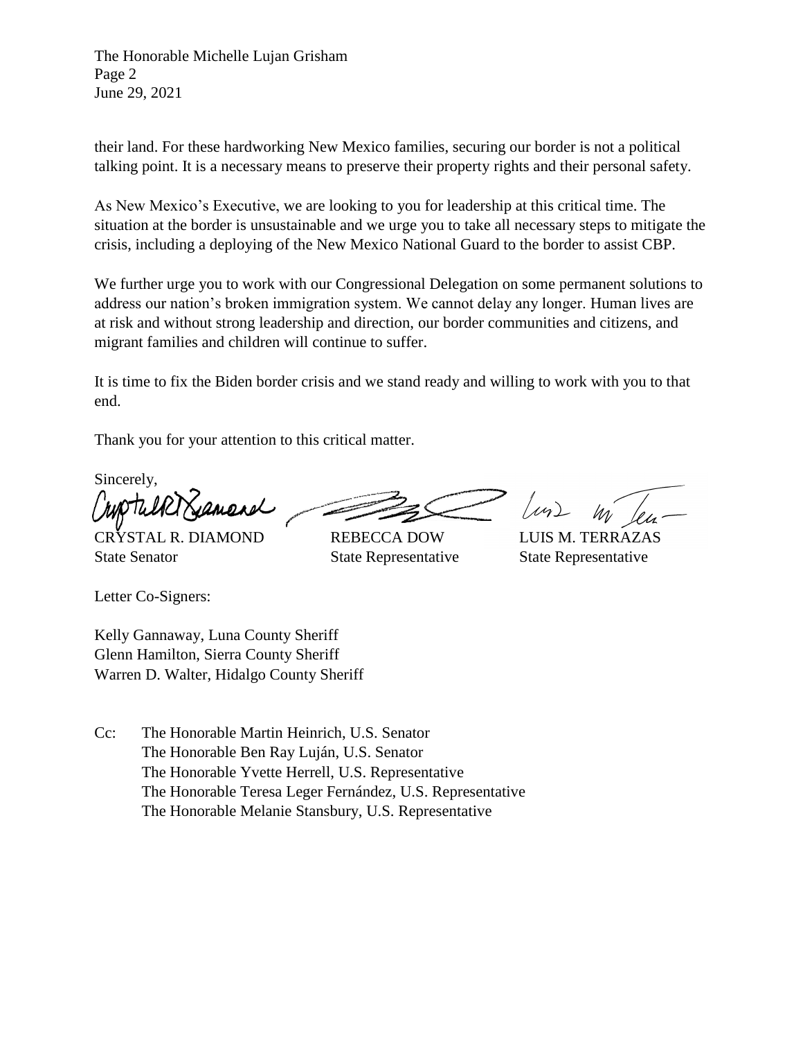their land. For these hardworking New Mexico families, securing our border is not a political talking point. It is a necessary means to preserve their property rights and their personal safety.

As New Mexico's Executive, we are looking to you for leadership at this critical time. The situation at the border is unsustainable and we urge you to take all necessary steps to mitigate the crisis, including a deploying of the New Mexico National Guard to the border to assist CBP.

We further urge you to work with our Congressional Delegation on some permanent solutions to address our nation's broken immigration system. We cannot delay any longer. Human lives are at risk and without strong leadership and direction, our border communities and citizens, and migrant families and children will continue to suffer.

It is time to fix the Biden border crisis and we stand ready and willing to work with you to that end.

Thank you for your attention to this critical matter.

Sincerely,

| | | |
|---|---|---|
| CRYSTAL R. DIAMOND | REBECCA DOW | LUIS M. TERRAZAS |
| State Senator | State Representative | State Representative |

Letter Co-Signers:

Kelly Gannaway, Luna County Sheriff
Glenn Hamilton, Sierra County Sheriff
Warren D. Walter, Hidalgo County Sheriff

Cc: The Honorable Martin Heinrich, U.S. Senator
The Honorable Ben Ray Luján, U.S. Senator
The Honorable Yvette Herrell, U.S. Representative
The Honorable Teresa Leger Fernández, U.S. Representative
The Honorable Melanie Stansbury, U.S. Representative